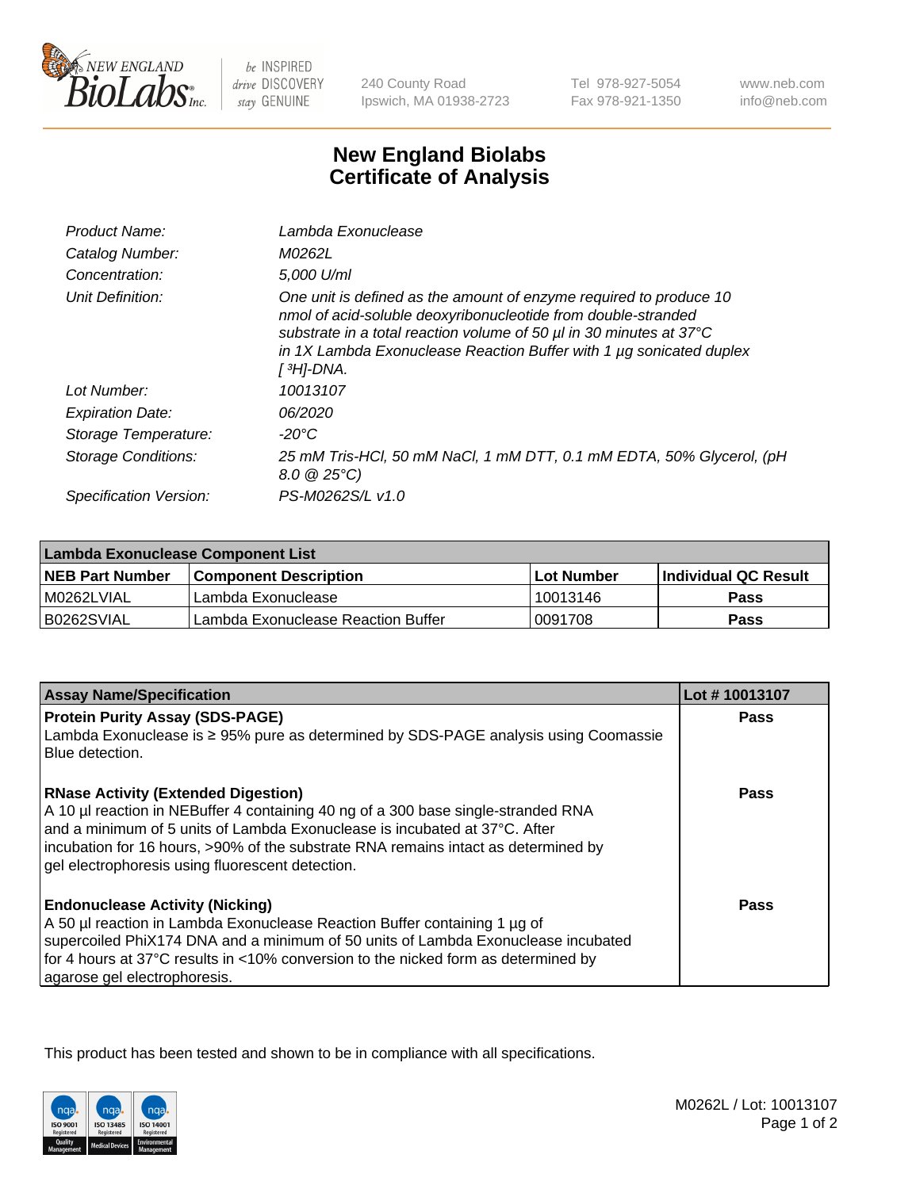New England BioLabs Inc. — be INSPIRED drive DISCOVERY stay GENUINE

240 County Road
Ipswich, MA 01938-2723

Tel 978-927-5054
Fax 978-921-1350

www.neb.com
info@neb.com

# New England Biolabs
# Certificate of Analysis

| | |
|---|---|
| *Product Name:* | *Lambda Exonuclease* |
| *Catalog Number:* | *M0262L* |
| *Concentration:* | *5,000 U/ml* |
| *Unit Definition:* | *One unit is defined as the amount of enzyme required to produce 10 nmol of acid-soluble deoxyribonucleotide from double-stranded substrate in a total reaction volume of 50 µl in 30 minutes at 37°C in 1X Lambda Exonuclease Reaction Buffer with 1 µg sonicated duplex [ $^3$H]-DNA.* |
| *Lot Number:* | *10013107* |
| *Expiration Date:* | *06/2020* |
| *Storage Temperature:* | *-20°C* |
| *Storage Conditions:* | *25 mM Tris-HCl, 50 mM NaCl, 1 mM DTT, 0.1 mM EDTA, 50% Glycerol, (pH 8.0 @ 25°C)* |
| *Specification Version:* | *PS-M0262S/L v1.0* |

| Lambda Exonuclease Component List | | | |
|---|---|---|---|
| **NEB Part Number** | **Component Description** | **Lot Number** | **Individual QC Result** |
| M0262LVIAL | Lambda Exonuclease | 10013146 | **Pass** |
| B0262SVIAL | Lambda Exonuclease Reaction Buffer | 0091708 | **Pass** |

| Assay Name/Specification | Lot # 10013107 |
|---|---|
| **Protein Purity Assay (SDS-PAGE)**<br>Lambda Exonuclease is ≥ 95% pure as determined by SDS-PAGE analysis using Coomassie Blue detection. | **Pass** |
| **RNase Activity (Extended Digestion)**<br>A 10 µl reaction in NEBuffer 4 containing 40 ng of a 300 base single-stranded RNA and a minimum of 5 units of Lambda Exonuclease is incubated at 37°C. After incubation for 16 hours, >90% of the substrate RNA remains intact as determined by gel electrophoresis using fluorescent detection. | **Pass** |
| **Endonuclease Activity (Nicking)**<br>A 50 µl reaction in Lambda Exonuclease Reaction Buffer containing 1 µg of supercoiled PhiX174 DNA and a minimum of 50 units of Lambda Exonuclease incubated for 4 hours at 37°C results in <10% conversion to the nicked form as determined by agarose gel electrophoresis. | **Pass** |

This product has been tested and shown to be in compliance with all specifications.

ISO 9001 Registered Quality Management | ISO 13485 Registered Medical Devices | ISO 14001 Registered Environmental Management

M0262L / Lot: 10013107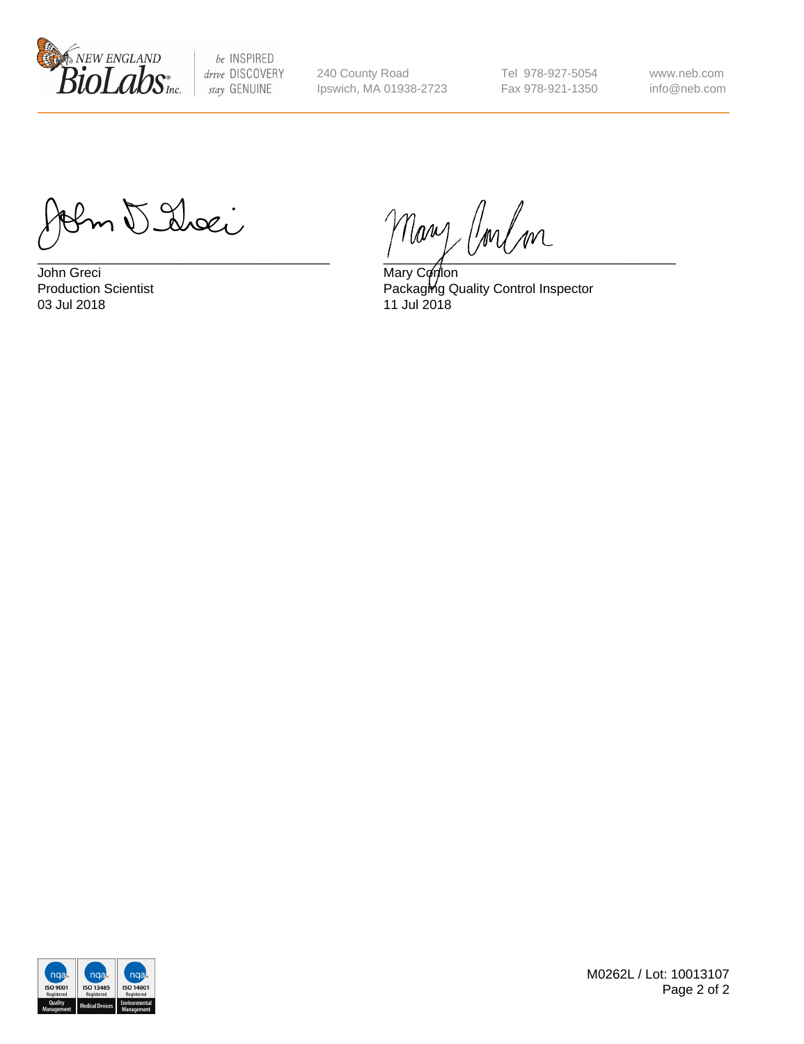John Greci
Production Scientist
03 Jul 2018

Mary Conlon
Packaging Quality Control Inspector
11 Jul 2018

M0262L / Lot: 10013107